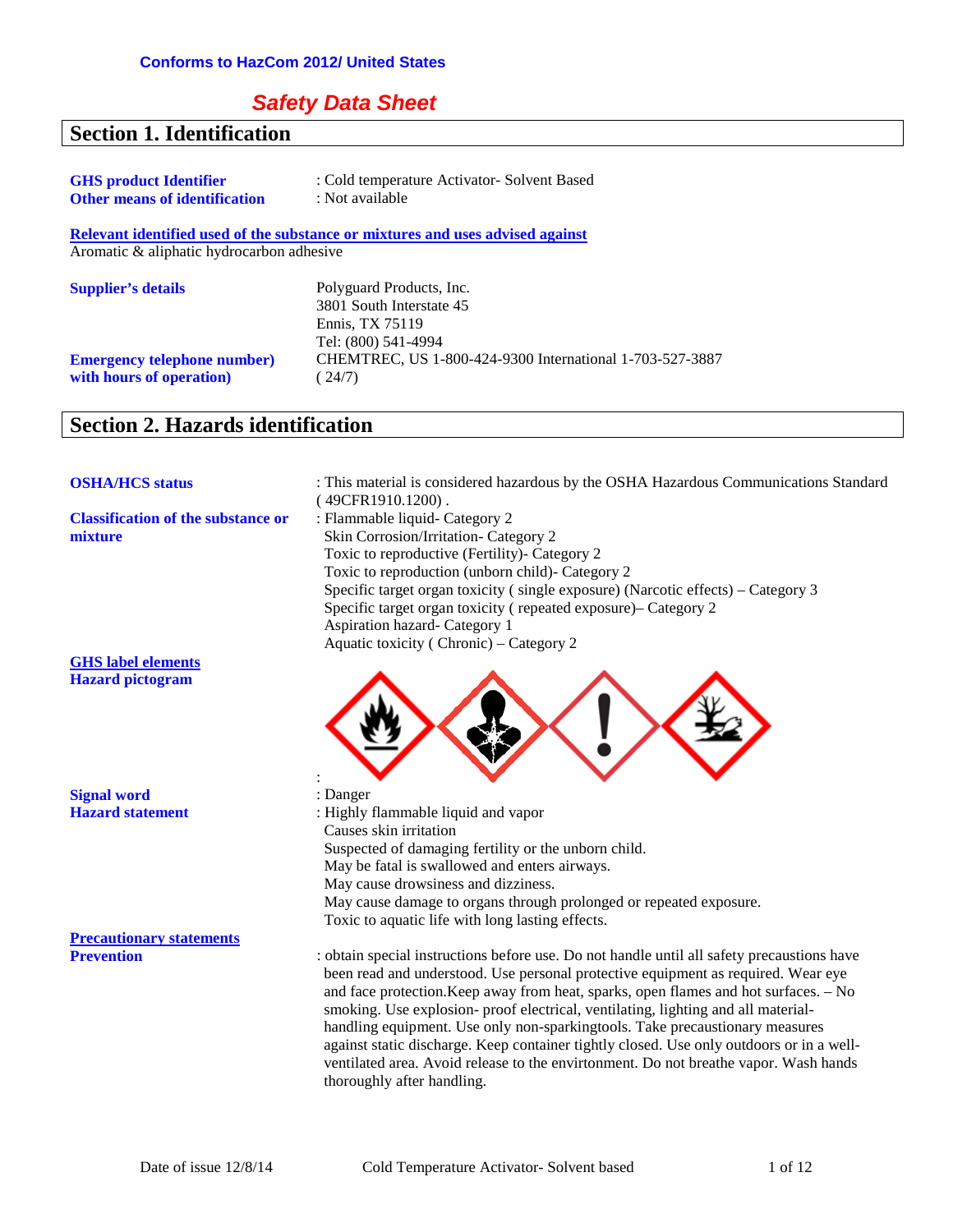**Conforms to HazCom 2012/ United States**

# *Safety Data Sheet*

## Section 1. Identification

**GHS product Identifier** : Cold temperature Activator- Solvent Based
**Other means of identification** : Not available

**Relevant identified used of the substance or mixtures and uses advised against**
Aromatic & aliphatic hydrocarbon adhesive

**Supplier's details**
Polyguard Products, Inc.
3801 South Interstate 45
Ennis, TX 75119
Tel: (800) 541-4994

**Emergency telephone number) with hours of operation)**
CHEMTREC, US 1-800-424-9300 International 1-703-527-3887
( 24/7)

## Section 2. Hazards identification

**OSHA/HCS status** : This material is considered hazardous by the OSHA Hazardous Communications Standard ( 49CFR1910.1200) .

**Classification of the substance or mixture** : Flammable liquid- Category 2
Skin Corrosion/Irritation- Category 2
Toxic to reproductive (Fertility)- Category 2
Toxic to reproduction (unborn child)- Category 2
Specific target organ toxicity ( single exposure) (Narcotic effects) – Category 3
Specific target organ toxicity ( repeated exposure)– Category 2
Aspiration hazard- Category 1
Aquatic toxicity ( Chronic) – Category 2

**GHS label elements**
**Hazard pictogram** :

**Signal word** : Danger

**Hazard statement** : Highly flammable liquid and vapor
Causes skin irritation
Suspected of damaging fertility or the unborn child.
May be fatal is swallowed and enters airways.
May cause drowsiness and dizziness.
May cause damage to organs through prolonged or repeated exposure.
Toxic to aquatic life with long lasting effects.

**Precautionary statements**
**Prevention** : obtain special instructions before use. Do not handle until all safety precaustions have been read and understood. Use personal protective equipment as required. Wear eye and face protection.Keep away from heat, sparks, open flames and hot surfaces. – No smoking. Use explosion- proof electrical, ventilating, lighting and all material-handling equipment. Use only non-sparkingtools. Take precautionary measures against static discharge. Keep container tightly closed. Use only outdoors or in a well-ventilated area. Avoid release to the envirtonment. Do not breathe vapor. Wash hands thoroughly after handling.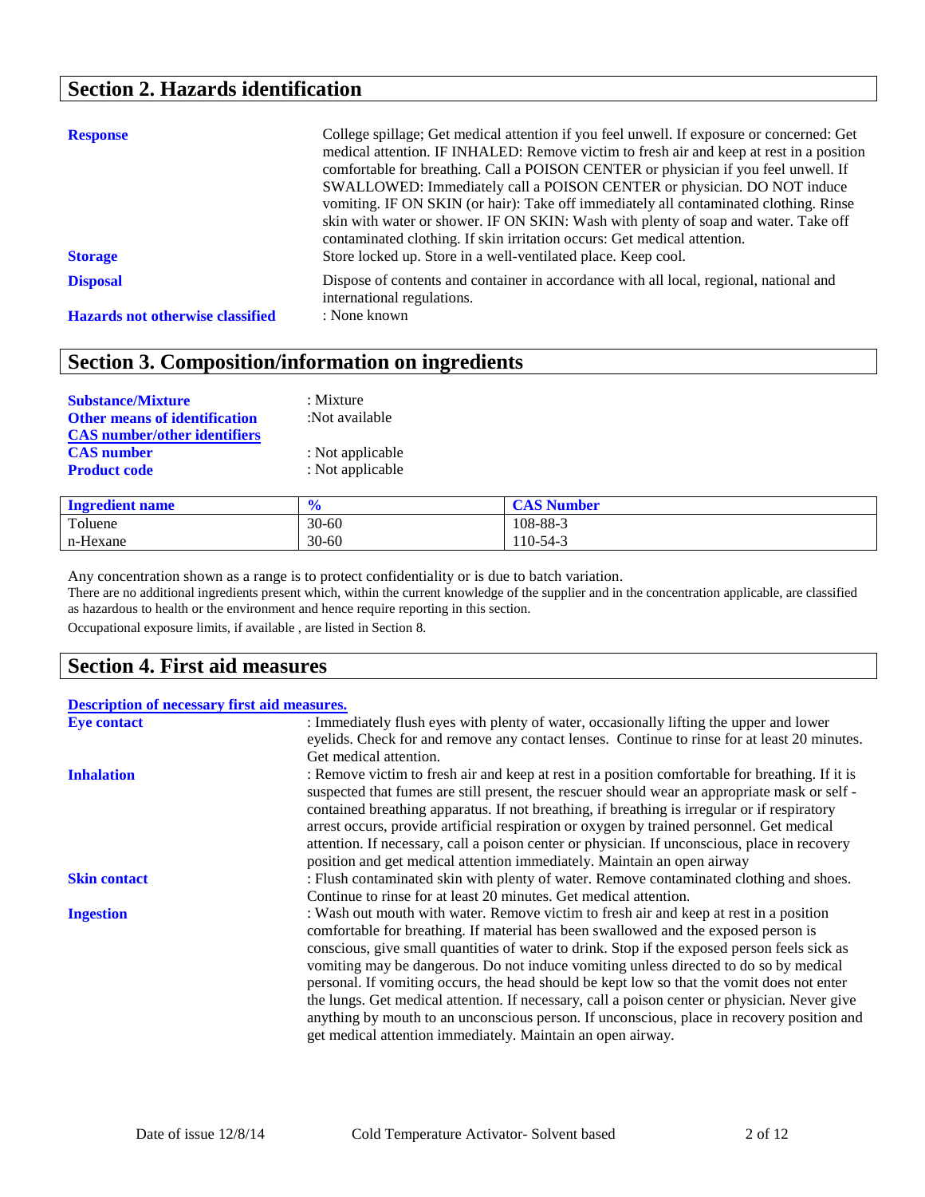## Section 2. Hazards identification

**Response** College spillage; Get medical attention if you feel unwell. If exposure or concerned: Get medical attention. IF INHALED: Remove victim to fresh air and keep at rest in a position comfortable for breathing. Call a POISON CENTER or physician if you feel unwell. If SWALLOWED: Immediately call a POISON CENTER or physician. DO NOT induce vomiting. IF ON SKIN (or hair): Take off immediately all contaminated clothing. Rinse skin with water or shower. IF ON SKIN: Wash with plenty of soap and water. Take off contaminated clothing. If skin irritation occurs: Get medical attention.

**Storage** Store locked up. Store in a well-ventilated place. Keep cool.

**Disposal** Dispose of contents and container in accordance with all local, regional, national and international regulations.

**Hazards not otherwise classified** : None known

## Section 3. Composition/information on ingredients

**Substance/Mixture** : Mixture
**Other means of identification** :Not available
**CAS number/other identifiers**
**CAS number** : Not applicable
**Product code** : Not applicable

| Ingredient name | % | CAS Number |
|---|---|---|
| Toluene | 30-60 | 108-88-3 |
| n-Hexane | 30-60 | 110-54-3 |

Any concentration shown as a range is to protect confidentiality or is due to batch variation.
There are no additional ingredients present which, within the current knowledge of the supplier and in the concentration applicable, are classified as hazardous to health or the environment and hence require reporting in this section.
Occupational exposure limits, if available , are listed in Section 8.

## Section 4. First aid measures

**Description of necessary first aid measures.**

**Eye contact** : Immediately flush eyes with plenty of water, occasionally lifting the upper and lower eyelids. Check for and remove any contact lenses. Continue to rinse for at least 20 minutes. Get medical attention.

**Inhalation** : Remove victim to fresh air and keep at rest in a position comfortable for breathing. If it is suspected that fumes are still present, the rescuer should wear an appropriate mask or self - contained breathing apparatus. If not breathing, if breathing is irregular or if respiratory arrest occurs, provide artificial respiration or oxygen by trained personnel. Get medical attention. If necessary, call a poison center or physician. If unconscious, place in recovery position and get medical attention immediately. Maintain an open airway

**Skin contact** : Flush contaminated skin with plenty of water. Remove contaminated clothing and shoes. Continue to rinse for at least 20 minutes. Get medical attention.

**Ingestion** : Wash out mouth with water. Remove victim to fresh air and keep at rest in a position comfortable for breathing. If material has been swallowed and the exposed person is conscious, give small quantities of water to drink. Stop if the exposed person feels sick as vomiting may be dangerous. Do not induce vomiting unless directed to do so by medical personal. If vomiting occurs, the head should be kept low so that the vomit does not enter the lungs. Get medical attention. If necessary, call a poison center or physician. Never give anything by mouth to an unconscious person. If unconscious, place in recovery position and get medical attention immediately. Maintain an open airway.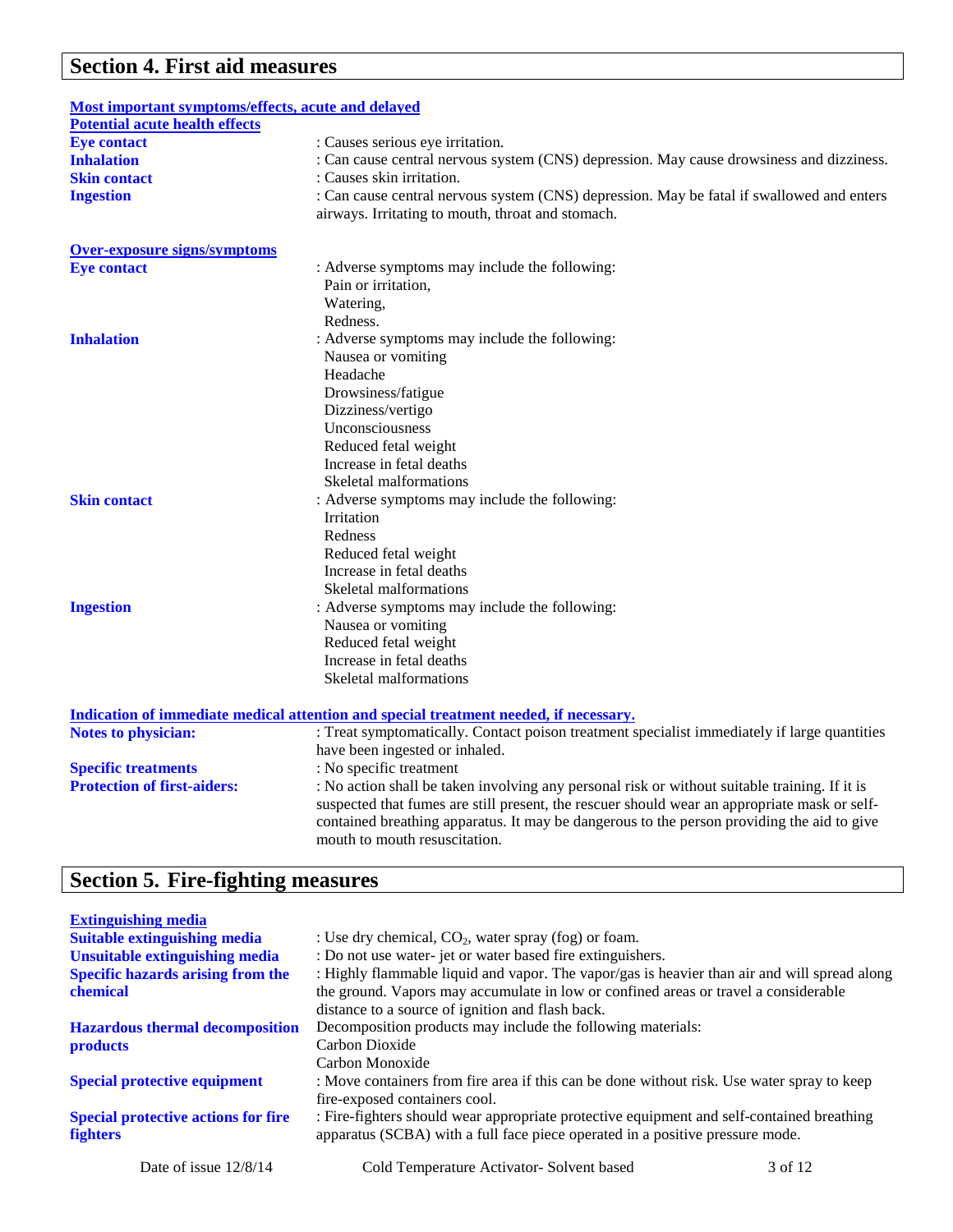## Section 4. First aid measures

**Most important symptoms/effects, acute and delayed**

**Potential acute health effects**

**Eye contact** : Causes serious eye irritation.

**Inhalation** : Can cause central nervous system (CNS) depression. May cause drowsiness and dizziness.

**Skin contact** : Causes skin irritation.

**Ingestion** : Can cause central nervous system (CNS) depression. May be fatal if swallowed and enters airways. Irritating to mouth, throat and stomach.

**Over-exposure signs/symptoms**

**Eye contact** : Adverse symptoms may include the following:
Pain or irritation,
Watering,
Redness.

**Inhalation** : Adverse symptoms may include the following:
Nausea or vomiting
Headache
Drowsiness/fatigue
Dizziness/vertigo
Unconsciousness
Reduced fetal weight
Increase in fetal deaths
Skeletal malformations

**Skin contact** : Adverse symptoms may include the following:
Irritation
Redness
Reduced fetal weight
Increase in fetal deaths
Skeletal malformations

**Ingestion** : Adverse symptoms may include the following:
Nausea or vomiting
Reduced fetal weight
Increase in fetal deaths
Skeletal malformations

**Indication of immediate medical attention and special treatment needed, if necessary.**

**Notes to physician:** : Treat symptomatically. Contact poison treatment specialist immediately if large quantities have been ingested or inhaled.

**Specific treatments** : No specific treatment

**Protection of first-aiders:** : No action shall be taken involving any personal risk or without suitable training. If it is suspected that fumes are still present, the rescuer should wear an appropriate mask or self-contained breathing apparatus. It may be dangerous to the person providing the aid to give mouth to mouth resuscitation.

## Section 5. Fire-fighting measures

**Extinguishing media**

**Suitable extinguishing media** : Use dry chemical, $CO_2$, water spray (fog) or foam.

**Unsuitable extinguishing media** : Do not use water- jet or water based fire extinguishers.

**Specific hazards arising from the chemical** : Highly flammable liquid and vapor. The vapor/gas is heavier than air and will spread along the ground. Vapors may accumulate in low or confined areas or travel a considerable distance to a source of ignition and flash back.

**Hazardous thermal decomposition products** Decomposition products may include the following materials:
Carbon Dioxide
Carbon Monoxide

**Special protective equipment** : Move containers from fire area if this can be done without risk. Use water spray to keep fire-exposed containers cool.

**Special protective actions for fire fighters** : Fire-fighters should wear appropriate protective equipment and self-contained breathing apparatus (SCBA) with a full face piece operated in a positive pressure mode.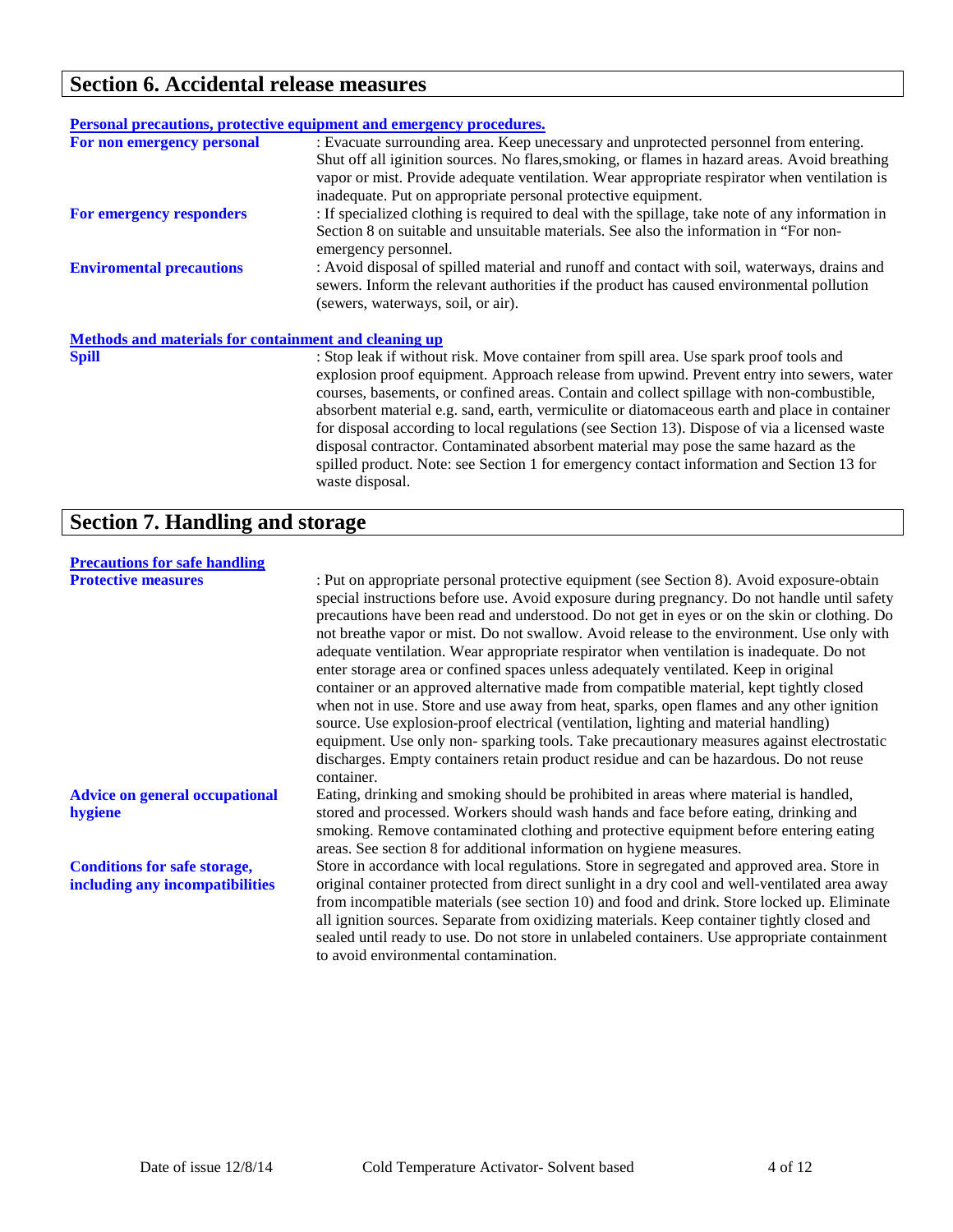## Section 6. Accidental release measures

**Personal precautions, protective equipment and emergency procedures.**

**For non emergency personal** : Evacuate surrounding area. Keep unecessary and unprotected personnel from entering. Shut off all iginition sources. No flares,smoking, or flames in hazard areas. Avoid breathing vapor or mist. Provide adequate ventilation. Wear appropriate respirator when ventilation is inadequate. Put on appropriate personal protective equipment.

**For emergency responders** : If specialized clothing is required to deal with the spillage, take note of any information in Section 8 on suitable and unsuitable materials. See also the information in "For non-emergency personnel.

**Enviromental precautions** : Avoid disposal of spilled material and runoff and contact with soil, waterways, drains and sewers. Inform the relevant authorities if the product has caused environmental pollution (sewers, waterways, soil, or air).

**Methods and materials for containment and cleaning up**

**Spill** : Stop leak if without risk. Move container from spill area. Use spark proof tools and explosion proof equipment. Approach release from upwind. Prevent entry into sewers, water courses, basements, or confined areas. Contain and collect spillage with non-combustible, absorbent material e.g. sand, earth, vermiculite or diatomaceous earth and place in container for disposal according to local regulations (see Section 13). Dispose of via a licensed waste disposal contractor. Contaminated absorbent material may pose the same hazard as the spilled product. Note: see Section 1 for emergency contact information and Section 13 for waste disposal.

## Section 7. Handling and storage

**Precautions for safe handling**

**Protective measures** : Put on appropriate personal protective equipment (see Section 8). Avoid exposure-obtain special instructions before use. Avoid exposure during pregnancy. Do not handle until safety precautions have been read and understood. Do not get in eyes or on the skin or clothing. Do not breathe vapor or mist. Do not swallow. Avoid release to the environment. Use only with adequate ventilation. Wear appropriate respirator when ventilation is inadequate. Do not enter storage area or confined spaces unless adequately ventilated. Keep in original container or an approved alternative made from compatible material, kept tightly closed when not in use. Store and use away from heat, sparks, open flames and any other ignition source. Use explosion-proof electrical (ventilation, lighting and material handling) equipment. Use only non- sparking tools. Take precautionary measures against electrostatic discharges. Empty containers retain product residue and can be hazardous. Do not reuse container.

**Advice on general occupational hygiene** Eating, drinking and smoking should be prohibited in areas where material is handled, stored and processed. Workers should wash hands and face before eating, drinking and smoking. Remove contaminated clothing and protective equipment before entering eating areas. See section 8 for additional information on hygiene measures.

**Conditions for safe storage, including any incompatibilities** Store in accordance with local regulations. Store in segregated and approved area. Store in original container protected from direct sunlight in a dry cool and well-ventilated area away from incompatible materials (see section 10) and food and drink. Store locked up. Eliminate all ignition sources. Separate from oxidizing materials. Keep container tightly closed and sealed until ready to use. Do not store in unlabeled containers. Use appropriate containment to avoid environmental contamination.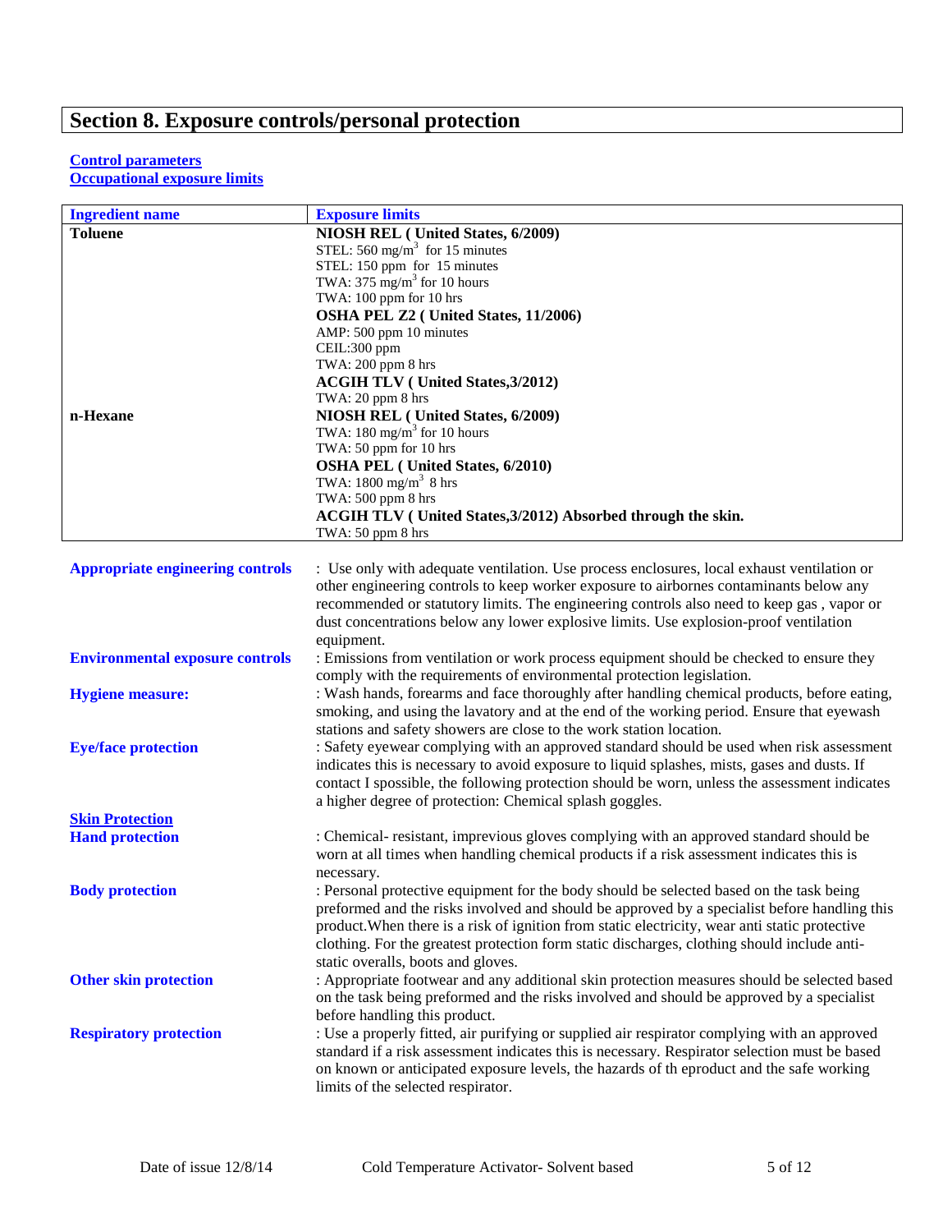# Section 8. Exposure controls/personal protection

**Control parameters**
**Occupational exposure limits**

| Ingredient name | Exposure limits |
| --- | --- |
| **Toluene** | **NIOSH REL ( United States, 6/2009)**<br>STEL: 560 mg/m$^3$ for 15 minutes<br>STEL: 150 ppm for 15 minutes<br>TWA: 375 mg/m$^3$ for 10 hours<br>TWA: 100 ppm for 10 hrs<br>**OSHA PEL Z2 ( United States, 11/2006)**<br>AMP: 500 ppm 10 minutes<br>CEIL:300 ppm<br>TWA: 200 ppm 8 hrs<br>**ACGIH TLV ( United States,3/2012)**<br>TWA: 20 ppm 8 hrs |
| **n-Hexane** | **NIOSH REL ( United States, 6/2009)**<br>TWA: 180 mg/m$^3$ for 10 hours<br>TWA: 50 ppm for 10 hrs<br>**OSHA PEL ( United States, 6/2010)**<br>TWA: 1800 mg/m$^3$ 8 hrs<br>TWA: 500 ppm 8 hrs<br>**ACGIH TLV ( United States,3/2012) Absorbed through the skin.**<br>TWA: 50 ppm 8 hrs |

**Appropriate engineering controls** : Use only with adequate ventilation. Use process enclosures, local exhaust ventilation or other engineering controls to keep worker exposure to airbornes contaminants below any recommended or statutory limits. The engineering controls also need to keep gas , vapor or dust concentrations below any lower explosive limits. Use explosion-proof ventilation equipment.

**Environmental exposure controls** : Emissions from ventilation or work process equipment should be checked to ensure they comply with the requirements of environmental protection legislation.

**Hygiene measure:** : Wash hands, forearms and face thoroughly after handling chemical products, before eating, smoking, and using the lavatory and at the end of the working period. Ensure that eyewash stations and safety showers are close to the work station location.

**Eye/face protection** : Safety eyewear complying with an approved standard should be used when risk assessment indicates this is necessary to avoid exposure to liquid splashes, mists, gases and dusts. If contact I spossible, the following protection should be worn, unless the assessment indicates a higher degree of protection: Chemical splash goggles.

**Skin Protection**

**Hand protection** : Chemical- resistant, impervious gloves complying with an approved standard should be worn at all times when handling chemical products if a risk assessment indicates this is necessary.

**Body protection** : Personal protective equipment for the body should be selected based on the task being preformed and the risks involved and should be approved by a specialist before handling this product.When there is a risk of ignition from static electricity, wear anti static protective clothing. For the greatest protection form static discharges, clothing should include anti-static overalls, boots and gloves.

**Other skin protection** : Appropriate footwear and any additional skin protection measures should be selected based on the task being preformed and the risks involved and should be approved by a specialist before handling this product.

**Respiratory protection** : Use a properly fitted, air purifying or supplied air respirator complying with an approved standard if a risk assessment indicates this is necessary. Respirator selection must be based on known or anticipated exposure levels, the hazards of th eproduct and the safe working limits of the selected respirator.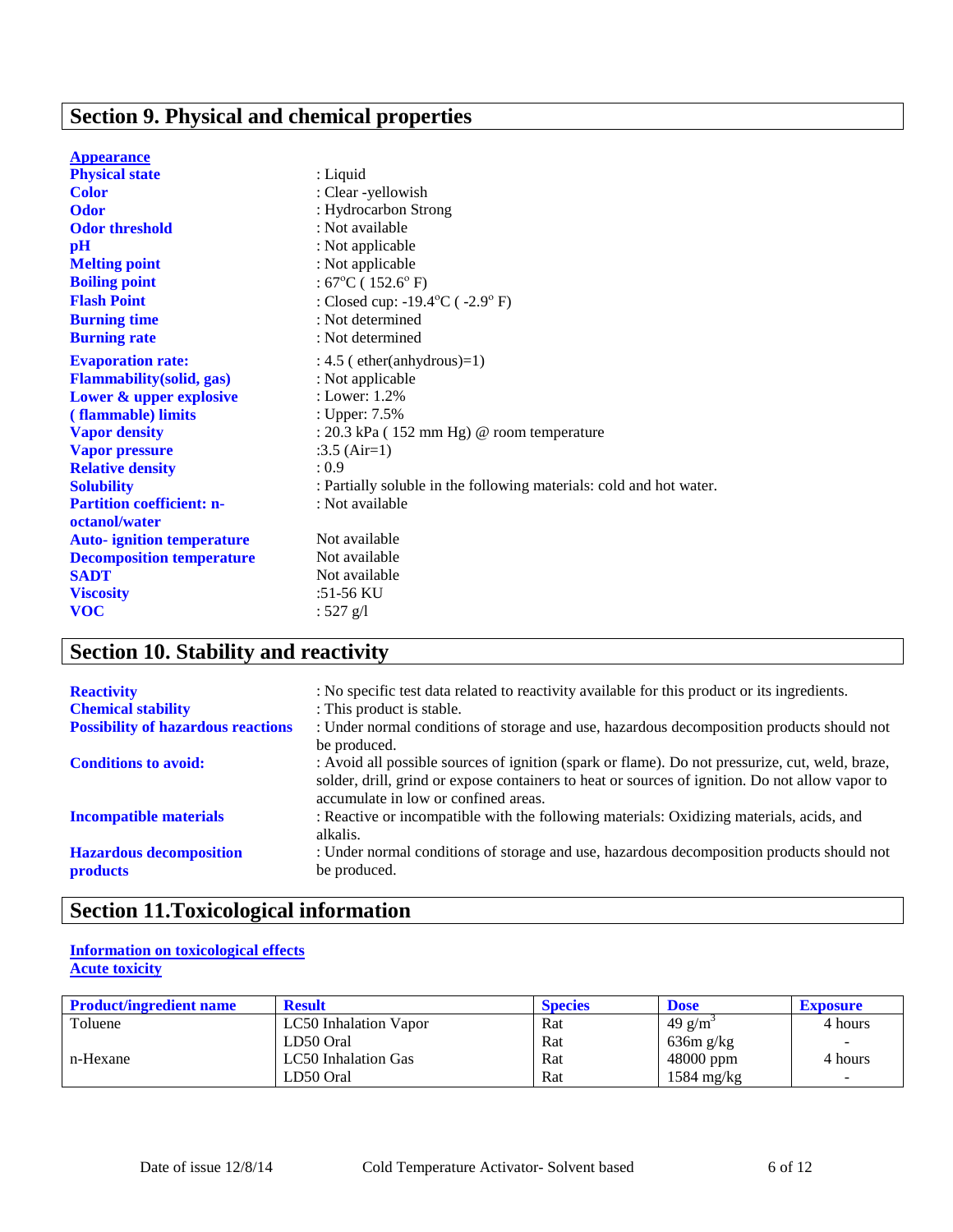## Section 9. Physical and chemical properties

**Appearance**

| | |
|---|---|
| **Physical state** | : Liquid |
| **Color** | : Clear -yellowish |
| **Odor** | : Hydrocarbon Strong |
| **Odor threshold** | : Not available |
| **pH** | : Not applicable |
| **Melting point** | : Not applicable |
| **Boiling point** | : 67°C ( 152.6° F) |
| **Flash Point** | : Closed cup: -19.4°C ( -2.9° F) |
| **Burning time** | : Not determined |
| **Burning rate** | : Not determined |
| **Evaporation rate:** | : 4.5 ( ether(anhydrous)=1) |
| **Flammability(solid, gas)** | : Not applicable |
| **Lower & upper explosive ( flammable) limits** | : Lower: 1.2%<br>: Upper: 7.5% |
| **Vapor density** | : 20.3 kPa ( 152 mm Hg) @ room temperature |
| **Vapor pressure** | :3.5 (Air=1) |
| **Relative density** | : 0.9 |
| **Solubility** | : Partially soluble in the following materials: cold and hot water. |
| **Partition coefficient: n-octanol/water** | : Not available |
| **Auto- ignition temperature** | Not available |
| **Decomposition temperature** | Not available |
| **SADT** | Not available |
| **Viscosity** | :51-56 KU |
| **VOC** | : 527 g/l |

## Section 10. Stability and reactivity

| | |
|---|---|
| **Reactivity** | : No specific test data related to reactivity available for this product or its ingredients. |
| **Chemical stability** | : This product is stable. |
| **Possibility of hazardous reactions** | : Under normal conditions of storage and use, hazardous decomposition products should not be produced. |
| **Conditions to avoid:** | : Avoid all possible sources of ignition (spark or flame). Do not pressurize, cut, weld, braze, solder, drill, grind or expose containers to heat or sources of ignition. Do not allow vapor to accumulate in low or confined areas. |
| **Incompatible materials** | : Reactive or incompatible with the following materials: Oxidizing materials, acids, and alkalis. |
| **Hazardous decomposition products** | : Under normal conditions of storage and use, hazardous decomposition products should not be produced. |

## Section 11.Toxicological information

**Information on toxicological effects**

**Acute toxicity**

| Product/ingredient name | Result | Species | Dose | Exposure |
|---|---|---|---|---|
| Toluene | LC50 Inhalation Vapor | Rat | 49 $g/m^3$ | 4 hours |
| | LD50 Oral | Rat | 636m g/kg | - |
| n-Hexane | LC50 Inhalation Gas | Rat | 48000 ppm | 4 hours |
| | LD50 Oral | Rat | 1584 mg/kg | - |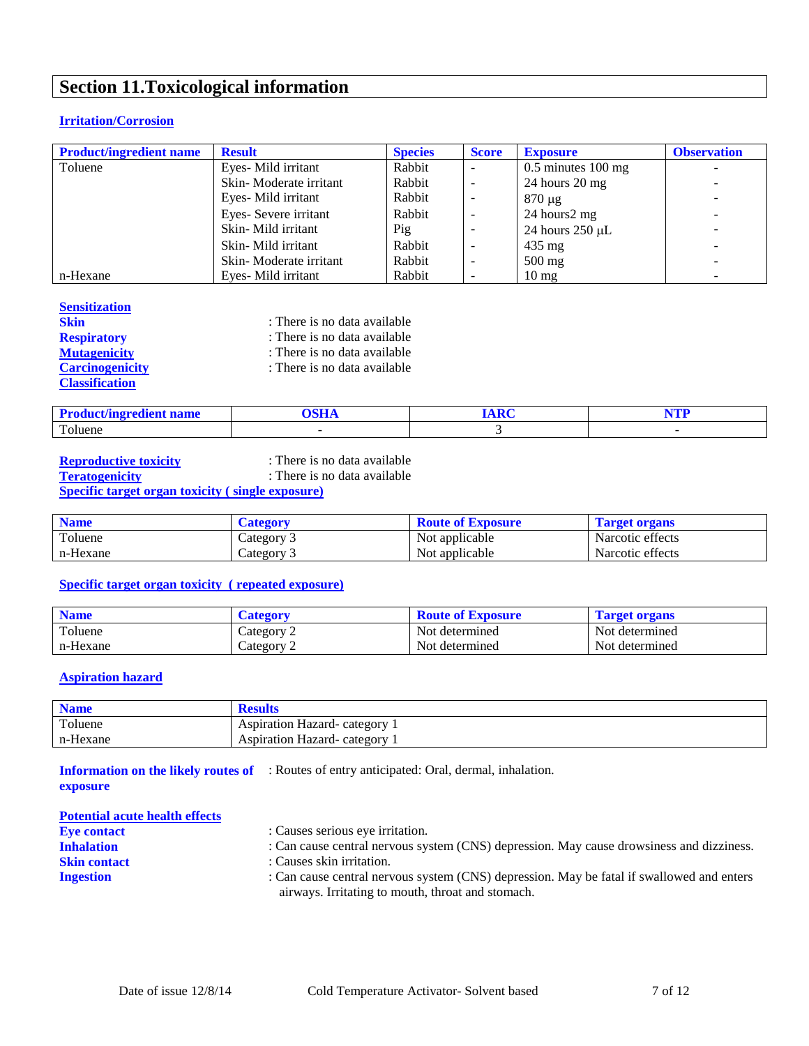## Section 11.Toxicological information

### Irritation/Corrosion

| Product/ingredient name | Result | Species | Score | Exposure | Observation |
|---|---|---|---|---|---|
| Toluene | Eyes- Mild irritant | Rabbit | - | 0.5 minutes 100 mg | - |
| | Skin- Moderate irritant | Rabbit | - | 24 hours 20 mg | - |
| | Eyes- Mild irritant | Rabbit | - | 870 µg | - |
| | Eyes- Severe irritant | Rabbit | - | 24 hours2 mg | - |
| | Skin- Mild irritant | Pig | - | 24 hours 250 µL | - |
| | Skin- Mild irritant | Rabbit | - | 435 mg | - |
| | Skin- Moderate irritant | Rabbit | - | 500 mg | - |
| n-Hexane | Eyes- Mild irritant | Rabbit | - | 10 mg | - |

### Sensitization

**Skin** : There is no data available

**Respiratory** : There is no data available

**Mutagenicity** : There is no data available

**Carcinogenicity** : There is no data available

**Classification**

| Product/ingredient name | OSHA | IARC | NTP |
|---|---|---|---|
| Toluene | - | 3 | - |

**Reproductive toxicity** : There is no data available

**Teratogenicity** : There is no data available

### Specific target organ toxicity ( single exposure)

| Name | Category | Route of Exposure | Target organs |
|---|---|---|---|
| Toluene | Category 3 | Not applicable | Narcotic effects |
| n-Hexane | Category 3 | Not applicable | Narcotic effects |

### Specific target organ toxicity ( repeated exposure)

| Name | Category | Route of Exposure | Target organs |
|---|---|---|---|
| Toluene | Category 2 | Not determined | Not determined |
| n-Hexane | Category 2 | Not determined | Not determined |

### Aspiration hazard

| Name | Results |
|---|---|
| Toluene | Aspiration Hazard- category 1 |
| n-Hexane | Aspiration Hazard- category 1 |

**Information on the likely routes of exposure** : Routes of entry anticipated: Oral, dermal, inhalation.

### Potential acute health effects

**Eye contact** : Causes serious eye irritation.

**Inhalation** : Can cause central nervous system (CNS) depression. May cause drowsiness and dizziness.

**Skin contact** : Causes skin irritation.

**Ingestion** : Can cause central nervous system (CNS) depression. May be fatal if swallowed and enters airways. Irritating to mouth, throat and stomach.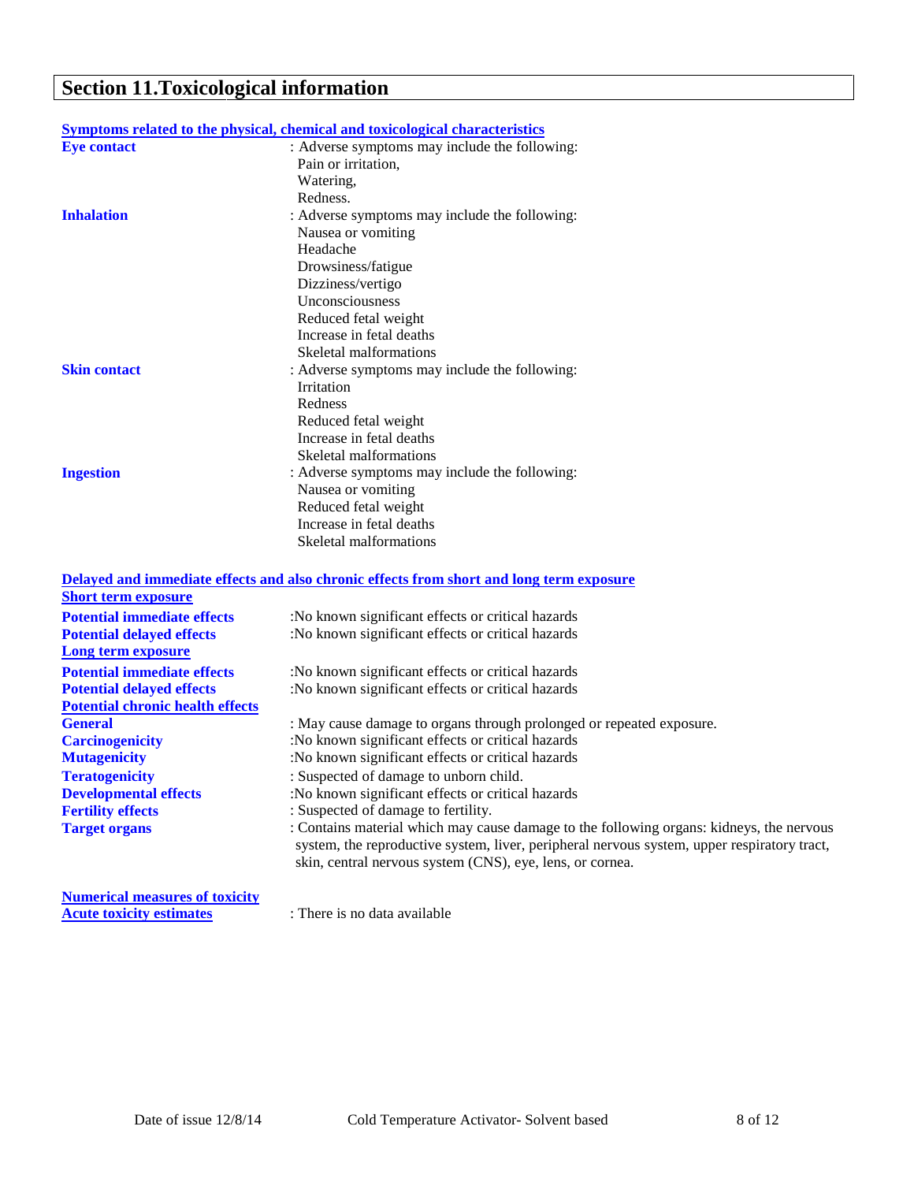## Section 11.Toxicological information

**Symptoms related to the physical, chemical and toxicological characteristics**

**Eye contact** : Adverse symptoms may include the following:
Pain or irritation,
Watering,
Redness.

**Inhalation** : Adverse symptoms may include the following:
Nausea or vomiting
Headache
Drowsiness/fatigue
Dizziness/vertigo
Unconsciousness
Reduced fetal weight
Increase in fetal deaths
Skeletal malformations

**Skin contact** : Adverse symptoms may include the following:
Irritation
Redness
Reduced fetal weight
Increase in fetal deaths
Skeletal malformations

**Ingestion** : Adverse symptoms may include the following:
Nausea or vomiting
Reduced fetal weight
Increase in fetal deaths
Skeletal malformations

**Delayed and immediate effects and also chronic effects from short and long term exposure**

**Short term exposure**

**Potential immediate effects** :No known significant effects or critical hazards

**Potential delayed effects** :No known significant effects or critical hazards

**Long term exposure**

**Potential immediate effects** :No known significant effects or critical hazards

**Potential delayed effects** :No known significant effects or critical hazards

**Potential chronic health effects**

**General** : May cause damage to organs through prolonged or repeated exposure.

**Carcinogenicity** :No known significant effects or critical hazards

**Mutagenicity** :No known significant effects or critical hazards

**Teratogenicity** : Suspected of damage to unborn child.

**Developmental effects** :No known significant effects or critical hazards

**Fertility effects** : Suspected of damage to fertility.

**Target organs** : Contains material which may cause damage to the following organs: kidneys, the nervous system, the reproductive system, liver, peripheral nervous system, upper respiratory tract, skin, central nervous system (CNS), eye, lens, or cornea.

**Numerical measures of toxicity**

**Acute toxicity estimates** : There is no data available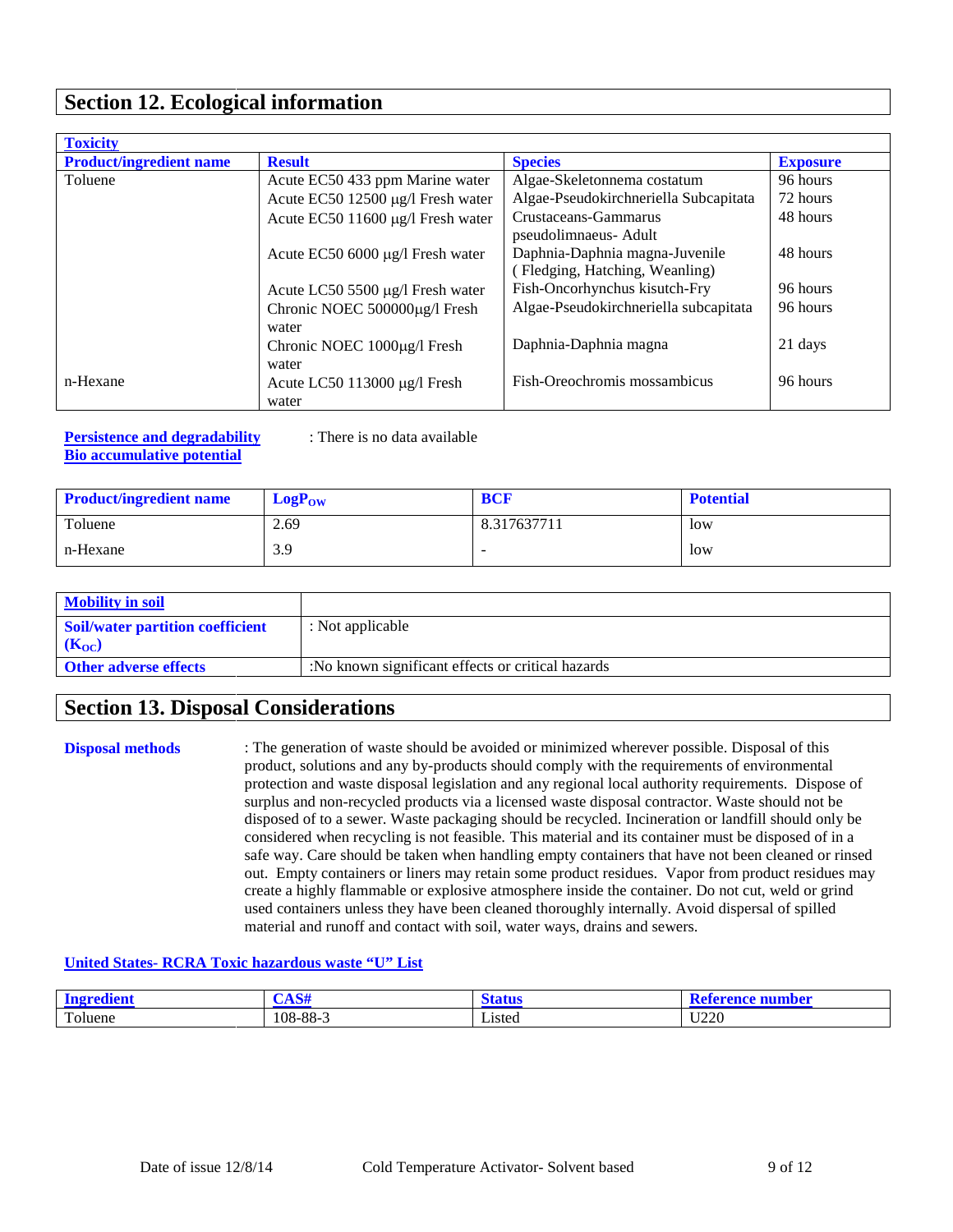## Section 12. Ecological information

**Toxicity**

| Product/ingredient name | Result | Species | Exposure |
|---|---|---|---|
| Toluene | Acute EC50 433 ppm Marine water | Algae-Skeletonnema costatum | 96 hours |
| | Acute EC50 12500 µg/l Fresh water | Algae-Pseudokirchneriella Subcapitata | 72 hours |
| | Acute EC50 11600 µg/l Fresh water | Crustaceans-Gammarus pseudolimnaeus- Adult | 48 hours |
| | Acute EC50 6000 µg/l Fresh water | Daphnia-Daphnia magna-Juvenile ( Fledging, Hatching, Weanling) | 48 hours |
| | Acute LC50 5500 µg/l Fresh water | Fish-Oncorhynchus kisutch-Fry | 96 hours |
| | Chronic NOEC 500000µg/l Fresh water | Algae-Pseudokirchneriella subcapitata | 96 hours |
| | Chronic NOEC 1000µg/l Fresh water | Daphnia-Daphnia magna | 21 days |
| n-Hexane | Acute LC50 113000 µg/l Fresh water | Fish-Oreochromis mossambicus | 96 hours |

**Persistence and degradability** : There is no data available

**Bio accumulative potential**

| Product/ingredient name | $LogP_{OW}$ | BCF | Potential |
|---|---|---|---|
| Toluene | 2.69 | 8.317637711 | low |
| n-Hexane | 3.9 | - | low |

| **Mobility in soil** | |
|---|---|
| **Soil/water partition coefficient ($K_{OC}$)** | : Not applicable |
| **Other adverse effects** | :No known significant effects or critical hazards |

## Section 13. Disposal Considerations

**Disposal methods** : The generation of waste should be avoided or minimized wherever possible. Disposal of this product, solutions and any by-products should comply with the requirements of environmental protection and waste disposal legislation and any regional local authority requirements. Dispose of surplus and non-recycled products via a licensed waste disposal contractor. Waste should not be disposed of to a sewer. Waste packaging should be recycled. Incineration or landfill should only be considered when recycling is not feasible. This material and its container must be disposed of in a safe way. Care should be taken when handling empty containers that have not been cleaned or rinsed out. Empty containers or liners may retain some product residues. Vapor from product residues may create a highly flammable or explosive atmosphere inside the container. Do not cut, weld or grind used containers unless they have been cleaned thoroughly internally. Avoid dispersal of spilled material and runoff and contact with soil, water ways, drains and sewers.

**United States- RCRA Toxic hazardous waste "U" List**

| Ingredient | CAS# | Status | Reference number |
|---|---|---|---|
| Toluene | 108-88-3 | Listed | U220 |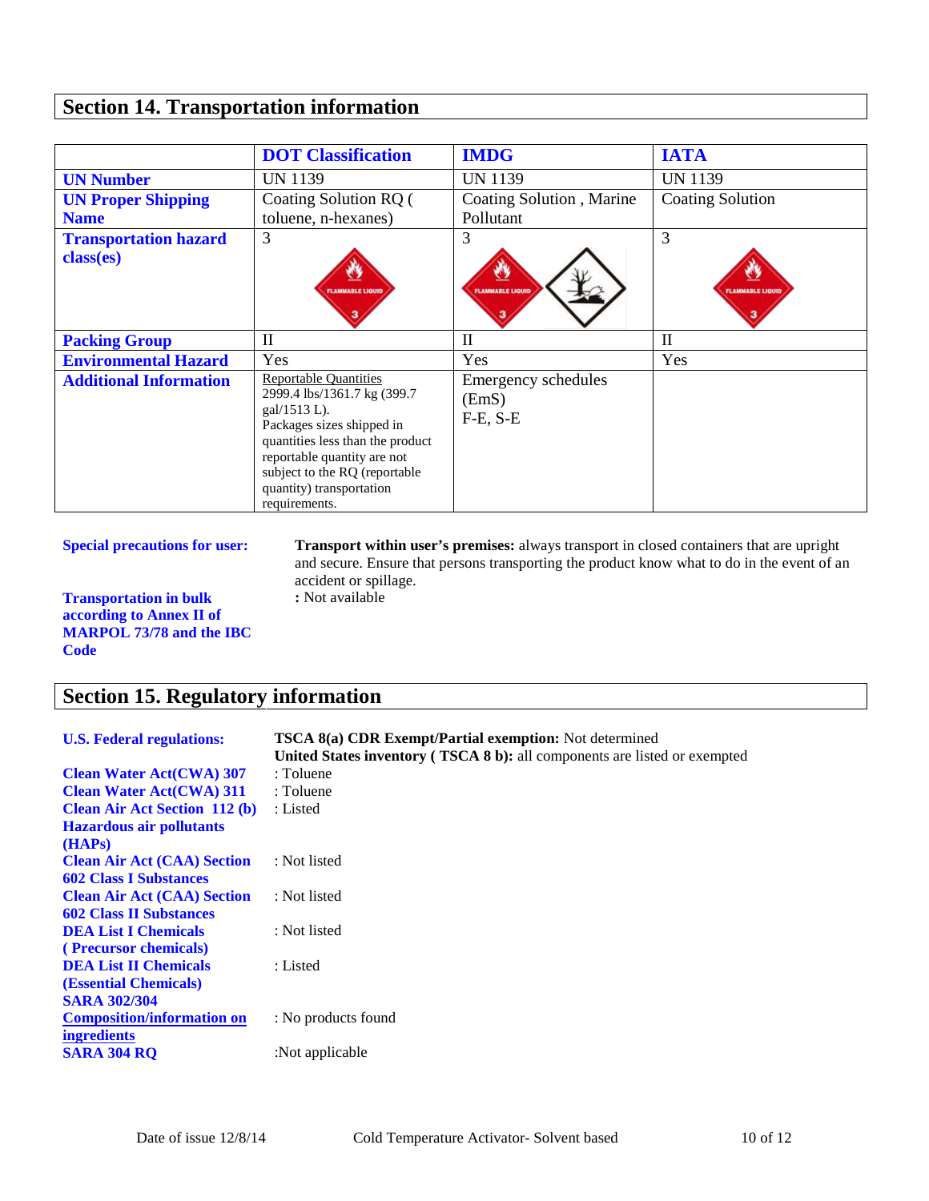## Section 14. Transportation information

| | DOT Classification | IMDG | IATA |
|---|---|---|---|
| **UN Number** | UN 1139 | UN 1139 | UN 1139 |
| **UN Proper Shipping Name** | Coating Solution RQ ( toluene, n-hexanes) | Coating Solution , Marine Pollutant | Coating Solution |
| **Transportation hazard class(es)** | 3 | 3 | 3 |
| **Packing Group** | II | II | II |
| **Environmental Hazard** | Yes | Yes | Yes |
| **Additional Information** | Reportable Quantities 2999.4 lbs/1361.7 kg (399.7 gal/1513 L). Packages sizes shipped in quantities less than the product reportable quantity are not subject to the RQ (reportable quantity) transportation requirements. | Emergency schedules (EmS) F-E, S-E | |

**Special precautions for user:** **Transport within user's premises:** always transport in closed containers that are upright and secure. Ensure that persons transporting the product know what to do in the event of an accident or spillage.

**Transportation in bulk according to Annex II of MARPOL 73/78 and the IBC Code** : Not available

## Section 15. Regulatory information

**U.S. Federal regulations:** **TSCA 8(a) CDR Exempt/Partial exemption:** Not determined
**United States inventory ( TSCA 8 b):** all components are listed or exempted

**Clean Water Act(CWA) 307** : Toluene

**Clean Water Act(CWA) 311** : Toluene

**Clean Air Act Section 112 (b) Hazardous air pollutants (HAPs)** : Listed

**Clean Air Act (CAA) Section 602 Class I Substances** : Not listed

**Clean Air Act (CAA) Section 602 Class II Substances** : Not listed

**DEA List I Chemicals ( Precursor chemicals)** : Not listed

**DEA List II Chemicals (Essential Chemicals)** : Listed

**SARA 302/304**

**Composition/information on ingredients** : No products found

**SARA 304 RQ** :Not applicable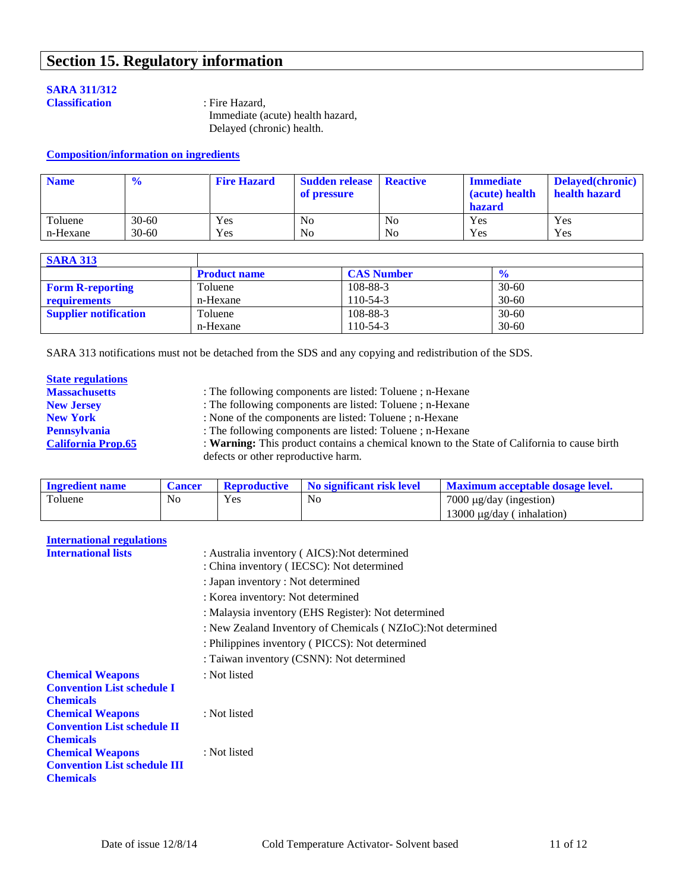## Section 15. Regulatory information

**SARA 311/312 Classification** : Fire Hazard, Immediate (acute) health hazard, Delayed (chronic) health.

**Composition/information on ingredients**

| Name | % | Fire Hazard | Sudden release of pressure | Reactive | Immediate (acute) health hazard | Delayed(chronic) health hazard |
|---|---|---|---|---|---|---|
| Toluene | 30-60 | Yes | No | No | Yes | Yes |
| n-Hexane | 30-60 | Yes | No | No | Yes | Yes |

| SARA 313 | | | |
|---|---|---|---|
| | Product name | CAS Number | % |
| Form R-reporting requirements | Toluene | 108-88-3 | 30-60 |
| | n-Hexane | 110-54-3 | 30-60 |
| Supplier notification | Toluene | 108-88-3 | 30-60 |
| | n-Hexane | 110-54-3 | 30-60 |

SARA 313 notifications must not be detached from the SDS and any copying and redistribution of the SDS.

**State regulations**

**Massachusetts** : The following components are listed: Toluene ; n-Hexane

**New Jersey** : The following components are listed: Toluene ; n-Hexane

**New York** : None of the components are listed: Toluene ; n-Hexane

**Pennsylvania** : The following components are listed: Toluene ; n-Hexane

**California Prop.65** : **Warning:** This product contains a chemical known to the State of California to cause birth defects or other reproductive harm.

| Ingredient name | Cancer | Reproductive | No significant risk level | Maximum acceptable dosage level. |
|---|---|---|---|---|
| Toluene | No | Yes | No | 7000 µg/day (ingestion)<br>13000 µg/day ( inhalation) |

**International regulations**

**International lists** : Australia inventory ( AICS):Not determined

: China inventory ( IECSC): Not determined

: Japan inventory : Not determined

: Korea inventory: Not determined

: Malaysia inventory (EHS Register): Not determined

: New Zealand Inventory of Chemicals ( NZIoC):Not determined

: Philippines inventory ( PICCS): Not determined

: Taiwan inventory (CSNN): Not determined

**Chemical Weapons Convention List schedule I Chemicals** : Not listed

**Chemical Weapons Convention List schedule II Chemicals** : Not listed

**Chemical Weapons Convention List schedule III Chemicals** : Not listed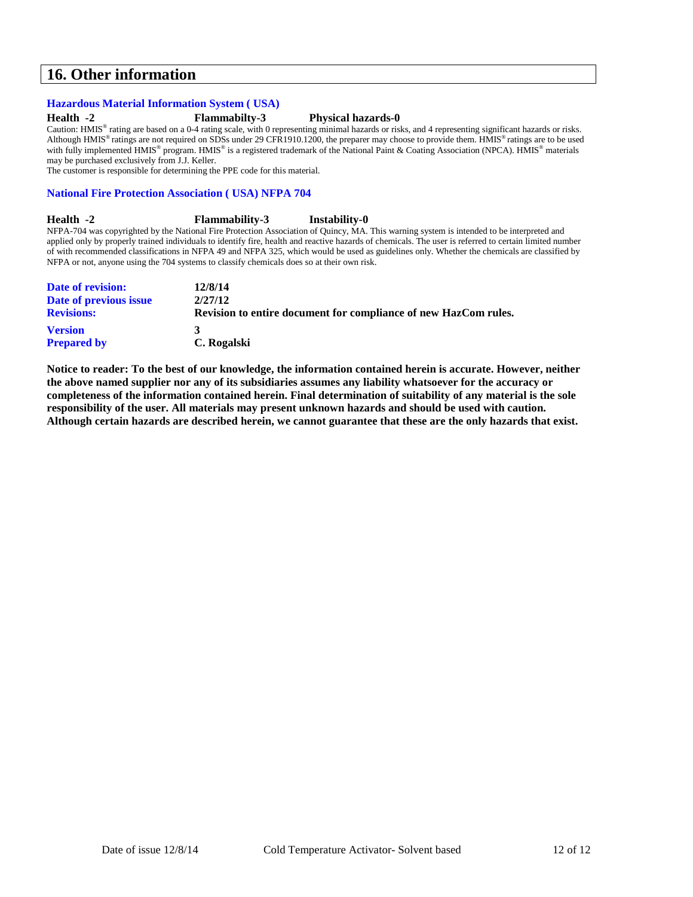## 16. Other information

### Hazardous Material Information System ( USA)

**Health -2** **Flammabilty-3** **Physical hazards-0**

Caution: HMIS® rating are based on a 0-4 rating scale, with 0 representing minimal hazards or risks, and 4 representing significant hazards or risks. Although HMIS® ratings are not required on SDSs under 29 CFR1910.1200, the preparer may choose to provide them. HMIS® ratings are to be used with fully implemented HMIS® program. HMIS® is a registered trademark of the National Paint & Coating Association (NPCA). HMIS® materials may be purchased exclusively from J.J. Keller.

The customer is responsible for determining the PPE code for this material.

### National Fire Protection Association ( USA) NFPA 704

**Health -2** **Flammability-3** **Instability-0**

NFPA-704 was copyrighted by the National Fire Protection Association of Quincy, MA. This warning system is intended to be interpreted and applied only by properly trained individuals to identify fire, health and reactive hazards of chemicals. The user is referred to certain limited number of with recommended classifications in NFPA 49 and NFPA 325, which would be used as guidelines only. Whether the chemicals are classified by NFPA or not, anyone using the 704 systems to classify chemicals does so at their own risk.

| | |
|---|---|
| **Date of revision:** | **12/8/14** |
| **Date of previous issue** | **2/27/12** |
| **Revisions:** | **Revision to entire document for compliance of new HazCom rules.** |
| **Version** | **3** |
| **Prepared by** | **C. Rogalski** |

**Notice to reader: To the best of our knowledge, the information contained herein is accurate. However, neither the above named supplier nor any of its subsidiaries assumes any liability whatsoever for the accuracy or completeness of the information contained herein. Final determination of suitability of any material is the sole responsibility of the user. All materials may present unknown hazards and should be used with caution. Although certain hazards are described herein, we cannot guarantee that these are the only hazards that exist.**